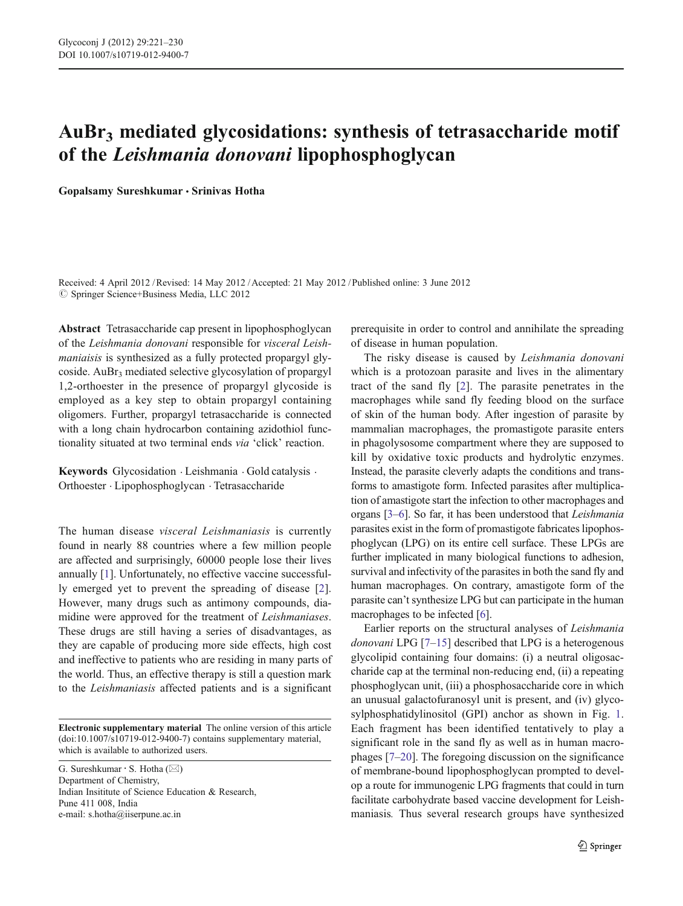# $AuBr_3$ mediated glycosidations: synthesis of tetrasaccharide motif of the *Leishmania donovani* lipophosphoglycan

**Gopalsamy Sureshkumar · Srinivas Hotha**

Received: 4 April 2012 / Revised: 14 May 2012 / Accepted: 21 May 2012 / Published online: 3 June 2012
© Springer Science+Business Media, LLC 2012

**Abstract** Tetrasaccharide cap present in lipophosphoglycan of the *Leishmania donovani* responsible for *visceral Leishmaniaisis* is synthesized as a fully protected propargyl glycoside. $AuBr_3$ mediated selective glycosylation of propargyl 1,2-orthoester in the presence of propargyl glycoside is employed as a key step to obtain propargyl containing oligomers. Further, propargyl tetrasaccharide is connected with a long chain hydrocarbon containing azidothiol functionality situated at two terminal ends *via* 'click' reaction.

**Keywords** Glycosidation · Leishmania · Gold catalysis · Orthoester · Lipophosphoglycan · Tetrasaccharide

The human disease *visceral Leishmaniasis* is currently found in nearly 88 countries where a few million people are affected and surprisingly, 60000 people lose their lives annually [1]. Unfortunately, no effective vaccine successfully emerged yet to prevent the spreading of disease [2]. However, many drugs such as antimony compounds, diamidine were approved for the treatment of *Leishmaniases*. These drugs are still having a series of disadvantages, as they are capable of producing more side effects, high cost and ineffective to patients who are residing in many parts of the world. Thus, an effective therapy is still a question mark to the *Leishmaniasis* affected patients and is a significant prerequisite in order to control and annihilate the spreading of disease in human population.

The risky disease is caused by *Leishmania donovani* which is a protozoan parasite and lives in the alimentary tract of the sand fly [2]. The parasite penetrates in the macrophages while sand fly feeding blood on the surface of skin of the human body. After ingestion of parasite by mammalian macrophages, the promastigote parasite enters in phagolysosome compartment where they are supposed to kill by oxidative toxic products and hydrolytic enzymes. Instead, the parasite cleverly adapts the conditions and transforms to amastigote form. Infected parasites after multiplication of amastigote start the infection to other macrophages and organs [3–6]. So far, it has been understood that *Leishmania* parasites exist in the form of promastigote fabricates lipophosphoglycan (LPG) on its entire cell surface. These LPGs are further implicated in many biological functions to adhesion, survival and infectivity of the parasites in both the sand fly and human macrophages. On contrary, amastigote form of the parasite can't synthesize LPG but can participate in the human macrophages to be infected [6].

Earlier reports on the structural analyses of *Leishmania donovani* LPG [7–15] described that LPG is a heterogenous glycolipid containing four domains: (i) a neutral oligosaccharide cap at the terminal non-reducing end, (ii) a repeating phosphoglycan unit, (iii) a phosphosaccharide core in which an unusual galactofuranosyl unit is present, and (iv) glycosylphosphatidylinositol (GPI) anchor as shown in Fig. 1. Each fragment has been identified tentatively to play a significant role in the sand fly as well as in human macrophages [7–20]. The foregoing discussion on the significance of membrane-bound lipophosphoglycan prompted to develop a route for immunogenic LPG fragments that could in turn facilitate carbohydrate based vaccine development for Leishmaniasis. Thus several research groups have synthesized

**Electronic supplementary material** The online version of this article (doi:10.1007/s10719-012-9400-7) contains supplementary material, which is available to authorized users.

G. Sureshkumar · S. Hotha (✉)
Department of Chemistry,
Indian Insititute of Science Education & Research,
Pune 411 008, India
e-mail: s.hotha@iiserpune.ac.in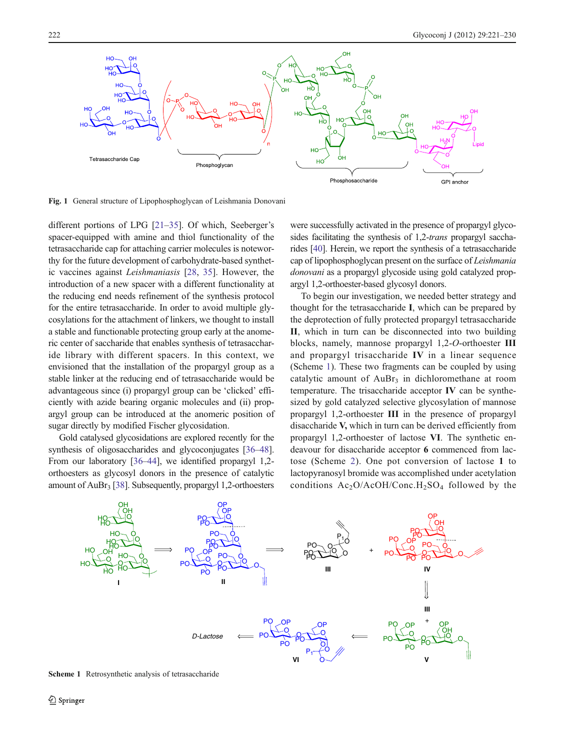Fig. 1 General structure of Lipophosphoglycan of Leishmania Donovani

different portions of LPG [21–35]. Of which, Seeberger's spacer-equipped with amine and thiol functionality of the tetrasaccharide cap for attaching carrier molecules is noteworthy for the future development of carbohydrate-based synthetic vaccines against *Leishmaniasis* [28, 35]. However, the introduction of a new spacer with a different functionality at the reducing end needs refinement of the synthesis protocol for the entire tetrasaccharide. In order to avoid multiple glycosylations for the attachment of linkers, we thought to install a stable and functionable protecting group early at the anomeric center of saccharide that enables synthesis of tetrasaccharide library with different spacers. In this context, we envisioned that the installation of the propargyl group as a stable linker at the reducing end of tetrasaccharide would be advantageous since (i) propargyl group can be 'clicked' efficiently with azide bearing organic molecules and (ii) propargyl group can be introduced at the anomeric position of sugar directly by modified Fischer glycosidation.

Gold catalysed glycosidations are explored recently for the synthesis of oligosaccharides and glycoconjugates [36–48]. From our laboratory [36–44], we identified propargyl 1,2-orthoesters as glycosyl donors in the presence of catalytic amount of $AuBr_3$ [38]. Subsequently, propargyl 1,2-orthoesters were successfully activated in the presence of propargyl glycosides facilitating the synthesis of 1,2-*trans* propargyl saccharides [40]. Herein, we report the synthesis of a tetrasaccharide cap of lipophosphoglycan present on the surface of *Leishmania donovani* as a propargyl glycoside using gold catalyzed propargyl 1,2-orthoester-based glycosyl donors.

To begin our investigation, we needed better strategy and thought for the tetrasaccharide **I**, which can be prepared by the deprotection of fully protected propargyl tetrasaccharide **II**, which in turn can be disconnected into two building blocks, namely, mannose propargyl 1,2-*O*-orthoester **III** and propargyl trisaccharide **IV** in a linear sequence (Scheme 1). These two fragments can be coupled by using catalytic amount of $AuBr_3$ in dichloromethane at room temperature. The trisaccharide acceptor **IV** can be synthesized by gold catalyzed selective glycosylation of mannose propargyl 1,2-orthoester **III** in the presence of propargyl disaccharide **V,** which in turn can be derived efficiently from propargyl 1,2-orthoester of lactose **VI**. The synthetic endeavour for disaccharide acceptor **6** commenced from lactose (Scheme 2). One pot conversion of lactose **1** to lactopyranosyl bromide was accomplished under acetylation conditions $Ac_2O$/AcOH/Conc.$H_2SO_4$ followed by the

Scheme 1 Retrosynthetic analysis of tetrasaccharide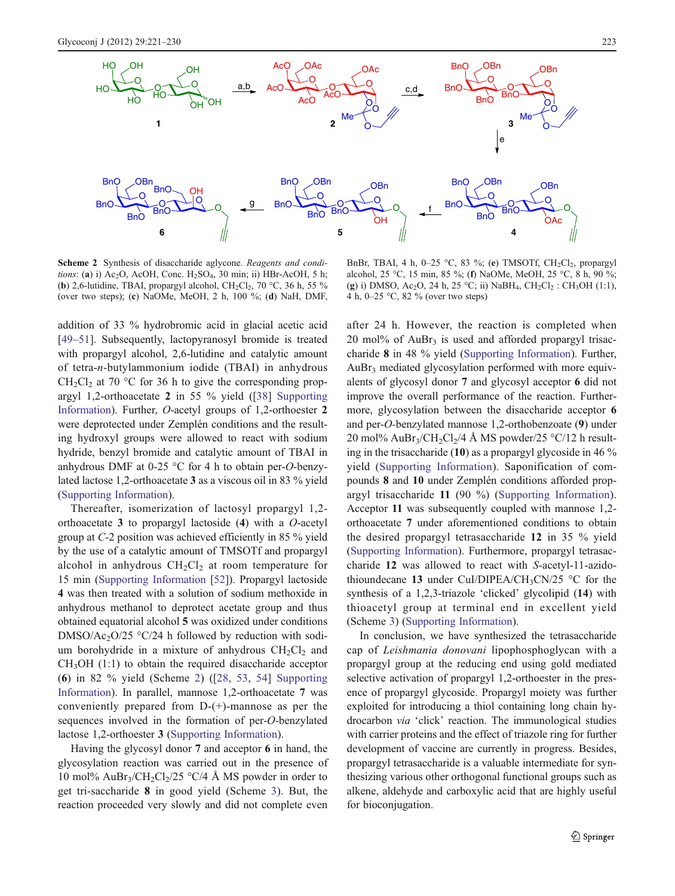**Scheme 2** Synthesis of disaccharide aglycone. *Reagents and conditions*: (**a**) i) $Ac_2O$, AcOH, Conc. $H_2SO_4$, 30 min; ii) HBr-AcOH, 5 h; (**b**) 2,6-lutidine, TBAI, propargyl alcohol, $CH_2Cl_2$, 70 °C, 36 h, 55 % (over two steps); (**c**) NaOMe, MeOH, 2 h, 100 %; (**d**) NaH, DMF, BnBr, TBAI, 4 h, 0–25 °C, 83 %; (**e**) TMSOTf, $CH_2Cl_2$, propargyl alcohol, 25 °C, 15 min, 85 %; (**f**) NaOMe, MeOH, 25 °C, 8 h, 90 %; (**g**) i) DMSO, $Ac_2O$, 24 h, 25 °C; ii) $NaBH_4$, $CH_2Cl_2$ : $CH_3OH$ (1:1), 4 h, 0–25 °C, 82 % (over two steps)

addition of 33 % hydrobromic acid in glacial acetic acid [49–51]. Subsequently, lactopyranosyl bromide is treated with propargyl alcohol, 2,6-lutidine and catalytic amount of tetra-*n*-butylammonium iodide (TBAI) in anhydrous $CH_2Cl_2$ at 70 °C for 36 h to give the corresponding propargyl 1,2-orthoacetate **2** in 55 % yield ([38] Supporting Information). Further, *O*-acetyl groups of 1,2-orthoester **2** were deprotected under Zemplén conditions and the resulting hydroxyl groups were allowed to react with sodium hydride, benzyl bromide and catalytic amount of TBAI in anhydrous DMF at 0-25 °C for 4 h to obtain per-*O*-benzylated lactose 1,2-orthoacetate **3** as a viscous oil in 83 % yield (Supporting Information).

Thereafter, isomerization of lactosyl propargyl 1,2-orthoacetate **3** to propargyl lactoside (**4**) with a *O*-acetyl group at *C*-2 position was achieved efficiently in 85 % yield by the use of a catalytic amount of TMSOTf and propargyl alcohol in anhydrous $CH_2Cl_2$ at room temperature for 15 min (Supporting Information [52]). Propargyl lactoside **4** was then treated with a solution of sodium methoxide in anhydrous methanol to deprotect acetate group and thus obtained equatorial alcohol **5** was oxidized under conditions DMSO/$Ac_2O$/25 °C/24 h followed by reduction with sodium borohydride in a mixture of anhydrous $CH_2Cl_2$ and $CH_3OH$ (1:1) to obtain the required disaccharide acceptor (**6**) in 82 % yield (Scheme 2) ([28, 53, 54] Supporting Information). In parallel, mannose 1,2-orthoacetate **7** was conveniently prepared from D-(+)-mannose as per the sequences involved in the formation of per-*O*-benzylated lactose 1,2-orthoester **3** (Supporting Information).

Having the glycosyl donor **7** and acceptor **6** in hand, the glycosylation reaction was carried out in the presence of 10 mol% $AuBr_3$/$CH_2Cl_2$/25 °C/4 Å MS powder in order to get tri-saccharide **8** in good yield (Scheme 3). But, the reaction proceeded very slowly and did not complete even after 24 h. However, the reaction is completed when 20 mol% of $AuBr_3$ is used and afforded propargyl trisaccharide **8** in 48 % yield (Supporting Information). Further, $AuBr_3$ mediated glycosylation performed with more equivalents of glycosyl donor **7** and glycosyl acceptor **6** did not improve the overall performance of the reaction. Furthermore, glycosylation between the disaccharide acceptor **6** and per-*O*-benzylated mannose 1,2-orthobenzoate (**9**) under 20 mol% $AuBr_3$/$CH_2Cl_2$/4 Å MS powder/25 °C/12 h resulting in the trisaccharide (**10**) as a propargyl glycoside in 46 % yield (Supporting Information). Saponification of compounds **8** and **10** under Zemplén conditions afforded propargyl trisaccharide **11** (90 %) (Supporting Information). Acceptor **11** was subsequently coupled with mannose 1,2-orthoacetate **7** under aforementioned conditions to obtain the desired propargyl tetrasaccharide **12** in 35 % yield (Supporting Information). Furthermore, propargyl tetrasaccharide **12** was allowed to react with *S*-acetyl-11-azido-thioundecane **13** under CuI/DIPEA/$CH_3CN$/25 °C for the synthesis of a 1,2,3-triazole 'clicked' glycolipid (**14**) with thioacetyl group at terminal end in excellent yield (Scheme 3) (Supporting Information).

In conclusion, we have synthesized the tetrasaccharide cap of *Leishmania donovani* lipophosphoglycan with a propargyl group at the reducing end using gold mediated selective activation of propargyl 1,2-orthoester in the presence of propargyl glycoside. Propargyl moiety was further exploited for introducing a thiol containing long chain hydrocarbon *via* 'click' reaction. The immunological studies with carrier proteins and the effect of triazole ring for further development of vaccine are currently in progress. Besides, propargyl tetrasaccharide is a valuable intermediate for synthesizing various other orthogonal functional groups such as alkene, aldehyde and carboxylic acid that are highly useful for bioconjugation.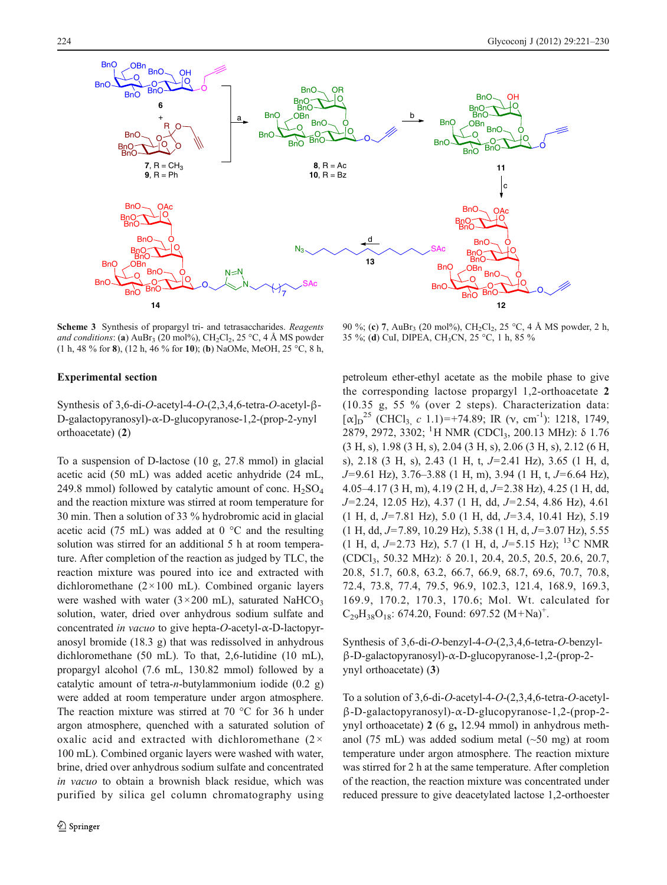**Scheme 3** Synthesis of propargyl tri- and tetrasaccharides. *Reagents and conditions*: (**a**) $AuBr_3$ (20 mol%), $CH_2Cl_2$, 25 °C, 4 Å MS powder (1 h, 48 % for **8**), (12 h, 46 % for **10**); (**b**) NaOMe, MeOH, 25 °C, 8 h, 90 %; (**c**) **7**, $AuBr_3$ (20 mol%), $CH_2Cl_2$, 25 °C, 4 Å MS powder, 2 h, 35 %; (**d**) CuI, DIPEA, $CH_3CN$, 25 °C, 1 h, 85 %

## Experimental section

### Synthesis of 3,6-di-*O*-acetyl-4-*O*-(2,3,4,6-tetra-*O*-acetyl-β-D-galactopyranosyl)-α-D-glucopyranose-1,2-(prop-2-ynyl orthoacetate) (**2**)

To a suspension of D-lactose (10 g, 27.8 mmol) in glacial acetic acid (50 mL) was added acetic anhydride (24 mL, 249.8 mmol) followed by catalytic amount of conc. $H_2SO_4$ and the reaction mixture was stirred at room temperature for 30 min. Then a solution of 33 % hydrobromic acid in glacial acetic acid (75 mL) was added at 0 °C and the resulting solution was stirred for an additional 5 h at room temperature. After completion of the reaction as judged by TLC, the reaction mixture was poured into ice and extracted with dichloromethane (2×100 mL). Combined organic layers were washed with water (3×200 mL), saturated $NaHCO_3$ solution, water, dried over anhydrous sodium sulfate and concentrated *in vacuo* to give hepta-*O*-acetyl-α-D-lactopyranosyl bromide (18.3 g) that was redissolved in anhydrous dichloromethane (50 mL). To that, 2,6-lutidine (10 mL), propargyl alcohol (7.6 mL, 130.82 mmol) followed by a catalytic amount of tetra-*n*-butylammonium iodide (0.2 g) were added at room temperature under argon atmosphere. The reaction mixture was stirred at 70 °C for 36 h under argon atmosphere, quenched with a saturated solution of oxalic acid and extracted with dichloromethane (2×100 mL). Combined organic layers were washed with water, brine, dried over anhydrous sodium sulfate and concentrated *in vacuo* to obtain a brownish black residue, which was purified by silica gel column chromatography using petroleum ether-ethyl acetate as the mobile phase to give the corresponding lactose propargyl 1,2-orthoacetate **2** (10.35 g, 55 % (over 2 steps). Characterization data: $[\alpha]_D^{25}$ ($CHCl_3$, *c* 1.1)=+74.89; IR (ν, $cm^{-1}$): 1218, 1749, 2879, 2972, 3302; $^1H$ NMR ($CDCl_3$, 200.13 MHz): δ 1.76 (3 H, s), 1.98 (3 H, s), 2.04 (3 H, s), 2.06 (3 H, s), 2.12 (6 H, s), 2.18 (3 H, s), 2.43 (1 H, t, *J*=2.41 Hz), 3.65 (1 H, d, *J*=9.61 Hz), 3.76–3.88 (1 H, m), 3.94 (1 H, t, *J*=6.64 Hz), 4.05–4.17 (3 H, m), 4.19 (2 H, d, *J*=2.38 Hz), 4.25 (1 H, dd, *J*=2.24, 12.05 Hz), 4.37 (1 H, dd, *J*=2.54, 4.86 Hz), 4.61 (1 H, d, *J*=7.81 Hz), 5.0 (1 H, dd, *J*=3.4, 10.41 Hz), 5.19 (1 H, dd, *J*=7.89, 10.29 Hz), 5.38 (1 H, d, *J*=3.07 Hz), 5.55 (1 H, d, *J*=2.73 Hz), 5.7 (1 H, d, *J*=5.15 Hz); $^{13}C$ NMR ($CDCl_3$, 50.32 MHz): δ 20.1, 20.4, 20.5, 20.5, 20.6, 20.7, 20.8, 51.7, 60.8, 63.2, 66.7, 66.9, 68.7, 69.6, 70.7, 70.8, 72.4, 73.8, 77.4, 79.5, 96.9, 102.3, 121.4, 168.9, 169.3, 169.9, 170.2, 170.3, 170.6; Mol. Wt. calculated for $C_{29}H_{38}O_{18}$: 674.20, Found: 697.52 $(M+Na)^+$.

### Synthesis of 3,6-di-*O*-benzyl-4-*O*-(2,3,4,6-tetra-*O*-benzyl-β-D-galactopyranosyl)-α-D-glucopyranose-1,2-(prop-2-ynyl orthoacetate) (**3**)

To a solution of 3,6-di-*O*-acetyl-4-*O*-(2,3,4,6-tetra-*O*-acetyl-β-D-galactopyranosyl)-α-D-glucopyranose-1,2-(prop-2-ynyl orthoacetate) **2** (6 g, 12.94 mmol) in anhydrous methanol (75 mL) was added sodium metal (~50 mg) at room temperature under argon atmosphere. The reaction mixture was stirred for 2 h at the same temperature. After completion of the reaction, the reaction mixture was concentrated under reduced pressure to give deacetylated lactose 1,2-orthoester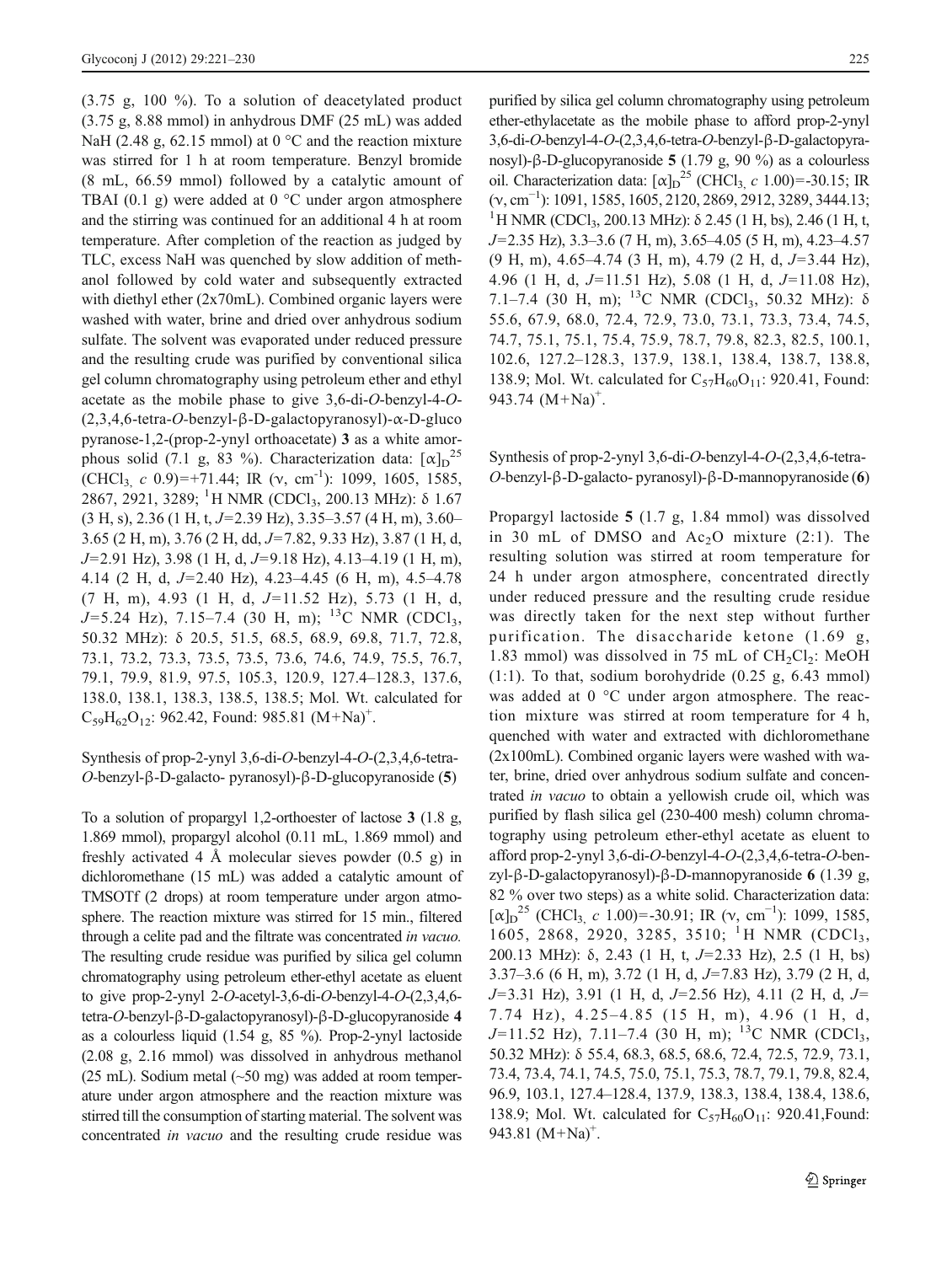(3.75 g, 100 %). To a solution of deacetylated product (3.75 g, 8.88 mmol) in anhydrous DMF (25 mL) was added NaH (2.48 g, 62.15 mmol) at 0 °C and the reaction mixture was stirred for 1 h at room temperature. Benzyl bromide (8 mL, 66.59 mmol) followed by a catalytic amount of TBAI (0.1 g) were added at 0 °C under argon atmosphere and the stirring was continued for an additional 4 h at room temperature. After completion of the reaction as judged by TLC, excess NaH was quenched by slow addition of methanol followed by cold water and subsequently extracted with diethyl ether (2x70mL). Combined organic layers were washed with water, brine and dried over anhydrous sodium sulfate. The solvent was evaporated under reduced pressure and the resulting crude was purified by conventional silica gel column chromatography using petroleum ether and ethyl acetate as the mobile phase to give 3,6-di-*O*-benzyl-4-*O*-(2,3,4,6-tetra-*O*-benzyl-β-D-galactopyranosyl)-α-D-gluco pyranose-1,2-(prop-2-ynyl orthoacetate) **3** as a white amorphous solid (7.1 g, 83 %). Characterization data: $[\alpha]_D^{25}$ ($CHCl_3$, *c* 0.9)=+71.44; IR (ν, $cm^{-1}$): 1099, 1605, 1585, 2867, 2921, 3289; $^1H$ NMR ($CDCl_3$, 200.13 MHz): δ 1.67 (3 H, s), 2.36 (1 H, t, *J*=2.39 Hz), 3.35–3.57 (4 H, m), 3.60–3.65 (2 H, m), 3.76 (2 H, dd, *J*=7.82, 9.33 Hz), 3.87 (1 H, d, *J*=2.91 Hz), 3.98 (1 H, d, *J*=9.18 Hz), 4.13–4.19 (1 H, m), 4.14 (2 H, d, *J*=2.40 Hz), 4.23–4.45 (6 H, m), 4.5–4.78 (7 H, m), 4.93 (1 H, d, *J*=11.52 Hz), 5.73 (1 H, d, *J*=5.24 Hz), 7.15–7.4 (30 H, m); $^{13}C$ NMR ($CDCl_3$, 50.32 MHz): δ 20.5, 51.5, 68.5, 68.9, 69.8, 71.7, 72.8, 73.1, 73.2, 73.3, 73.5, 73.5, 73.6, 74.6, 74.9, 75.5, 76.7, 79.1, 79.9, 81.9, 97.5, 105.3, 120.9, 127.4–128.3, 137.6, 138.0, 138.1, 138.3, 138.5, 138.5; Mol. Wt. calculated for $C_{59}H_{62}O_{12}$: 962.42, Found: 985.81 $(M+Na)^+$.

## Synthesis of prop-2-ynyl 3,6-di-*O*-benzyl-4-*O*-(2,3,4,6-tetra-*O*-benzyl-β-D-galacto- pyranosyl)-β-D-glucopyranoside (5)

To a solution of propargyl 1,2-orthoester of lactose **3** (1.8 g, 1.869 mmol), propargyl alcohol (0.11 mL, 1.869 mmol) and freshly activated 4 Å molecular sieves powder (0.5 g) in dichloromethane (15 mL) was added a catalytic amount of TMSOTf (2 drops) at room temperature under argon atmosphere. The reaction mixture was stirred for 15 min., filtered through a celite pad and the filtrate was concentrated *in vacuo.* The resulting crude residue was purified by silica gel column chromatography using petroleum ether-ethyl acetate as eluent to give prop-2-ynyl 2-*O*-acetyl-3,6-di-*O*-benzyl-4-*O*-(2,3,4,6-tetra-*O*-benzyl-β-D-galactopyranosyl)-β-D-glucopyranoside **4** as a colourless liquid (1.54 g, 85 %). Prop-2-ynyl lactoside (2.08 g, 2.16 mmol) was dissolved in anhydrous methanol (25 mL). Sodium metal (~50 mg) was added at room temperature under argon atmosphere and the reaction mixture was stirred till the consumption of starting material. The solvent was concentrated *in vacuo* and the resulting crude residue was purified by silica gel column chromatography using petroleum ether-ethylacetate as the mobile phase to afford prop-2-ynyl 3,6-di-*O*-benzyl-4-*O*-(2,3,4,6-tetra-*O*-benzyl-β-D-galactopyranosyl)-β-D-glucopyranoside **5** (1.79 g, 90 %) as a colourless oil. Characterization data: $[\alpha]_D^{25}$ ($CHCl_3$, *c* 1.00)=-30.15; IR (ν, $cm^{-1}$): 1091, 1585, 1605, 2120, 2869, 2912, 3289, 3444.13; $^1H$ NMR ($CDCl_3$, 200.13 MHz): δ 2.45 (1 H, bs), 2.46 (1 H, t, *J*=2.35 Hz), 3.3–3.6 (7 H, m), 3.65–4.05 (5 H, m), 4.23–4.57 (9 H, m), 4.65–4.74 (3 H, m), 4.79 (2 H, d, *J*=3.44 Hz), 4.96 (1 H, d, *J*=11.51 Hz), 5.08 (1 H, d, *J*=11.08 Hz), 7.1–7.4 (30 H, m); $^{13}C$ NMR ($CDCl_3$, 50.32 MHz): δ 55.6, 67.9, 68.0, 72.4, 72.9, 73.0, 73.1, 73.3, 73.4, 74.5, 74.7, 75.1, 75.1, 75.4, 75.9, 78.7, 79.8, 82.3, 82.5, 100.1, 102.6, 127.2–128.3, 137.9, 138.1, 138.4, 138.7, 138.8, 138.9; Mol. Wt. calculated for $C_{57}H_{60}O_{11}$: 920.41, Found: 943.74 $(M+Na)^+$.

## Synthesis of prop-2-ynyl 3,6-di-*O*-benzyl-4-*O*-(2,3,4,6-tetra-*O*-benzyl-β-D-galacto- pyranosyl)-β-D-mannopyranoside (6)

Propargyl lactoside **5** (1.7 g, 1.84 mmol) was dissolved in 30 mL of DMSO and $Ac_2O$ mixture (2:1). The resulting solution was stirred at room temperature for 24 h under argon atmosphere, concentrated directly under reduced pressure and the resulting crude residue was directly taken for the next step without further purification. The disaccharide ketone (1.69 g, 1.83 mmol) was dissolved in 75 mL of $CH_2Cl_2$: MeOH (1:1). To that, sodium borohydride (0.25 g, 6.43 mmol) was added at 0 °C under argon atmosphere. The reaction mixture was stirred at room temperature for 4 h, quenched with water and extracted with dichloromethane (2x100mL). Combined organic layers were washed with water, brine, dried over anhydrous sodium sulfate and concentrated *in vacuo* to obtain a yellowish crude oil, which was purified by flash silica gel (230-400 mesh) column chromatography using petroleum ether-ethyl acetate as eluent to afford prop-2-ynyl 3,6-di-*O*-benzyl-4-*O*-(2,3,4,6-tetra-*O*-benzyl-β-D-galactopyranosyl)-β-D-mannopyranoside **6** (1.39 g, 82 % over two steps) as a white solid. Characterization data: $[\alpha]_D^{25}$ ($CHCl_3$, *c* 1.00)=-30.91; IR (ν, $cm^{-1}$): 1099, 1585, 1605, 2868, 2920, 3285, 3510; $^1H$ NMR ($CDCl_3$, 200.13 MHz): δ, 2.43 (1 H, t, *J*=2.33 Hz), 2.5 (1 H, bs) 3.37–3.6 (6 H, m), 3.72 (1 H, d, *J*=7.83 Hz), 3.79 (2 H, d, *J*=3.31 Hz), 3.91 (1 H, d, *J*=2.56 Hz), 4.11 (2 H, d, *J*=7.74 Hz), 4.25–4.85 (15 H, m), 4.96 (1 H, d, *J*=11.52 Hz), 7.11–7.4 (30 H, m); $^{13}C$ NMR ($CDCl_3$, 50.32 MHz): δ 55.4, 68.3, 68.5, 68.6, 72.4, 72.5, 72.9, 73.1, 73.4, 73.4, 74.1, 74.5, 75.0, 75.1, 75.3, 78.7, 79.1, 79.8, 82.4, 96.9, 103.1, 127.4–128.4, 137.9, 138.3, 138.4, 138.4, 138.6, 138.9; Mol. Wt. calculated for $C_{57}H_{60}O_{11}$: 920.41,Found: 943.81 $(M+Na)^+$.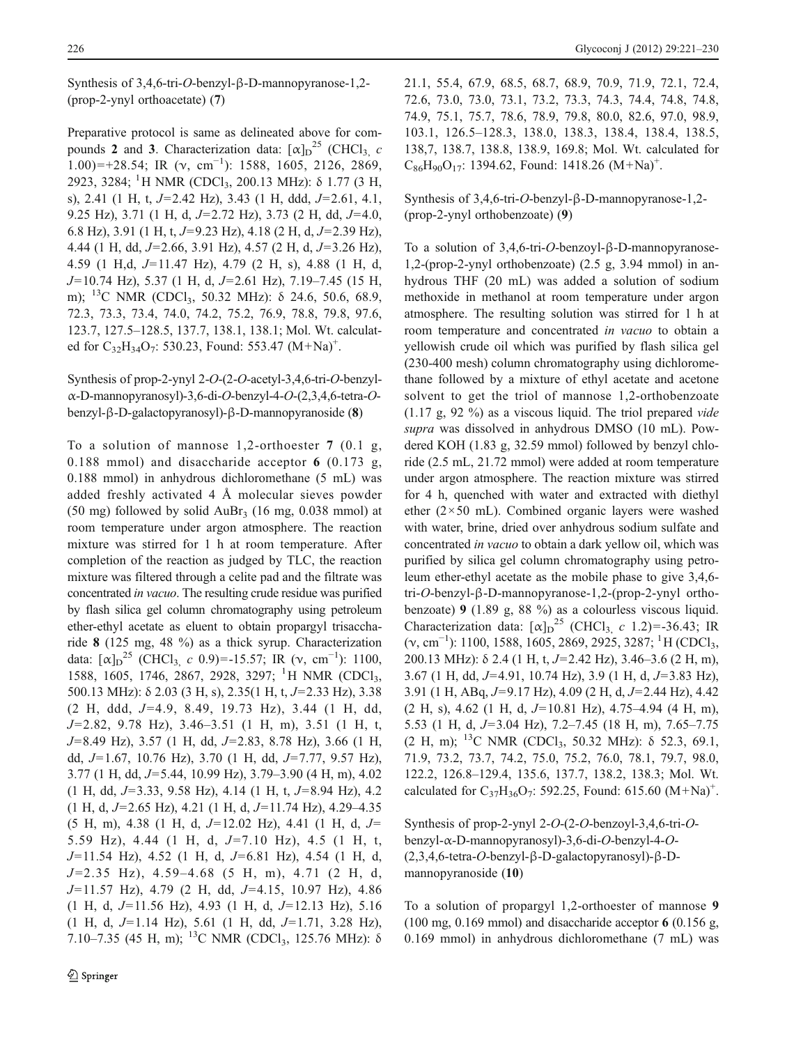Synthesis of 3,4,6-tri-*O*-benzyl-β-D-mannopyranose-1,2-(prop-2-ynyl orthoacetate) (**7**)

Preparative protocol is same as delineated above for compounds **2** and **3**. Characterization data: $[\alpha]_D^{25}$ ($CHCl_3$, *c* 1.00)=+28.54; IR (ν, $cm^{-1}$): 1588, 1605, 2126, 2869, 2923, 3284; $^1H$ NMR ($CDCl_3$, 200.13 MHz): δ 1.77 (3 H, s), 2.41 (1 H, t, *J*=2.42 Hz), 3.43 (1 H, ddd, *J*=2.61, 4.1, 9.25 Hz), 3.71 (1 H, d, *J*=2.72 Hz), 3.73 (2 H, dd, *J*=4.0, 6.8 Hz), 3.91 (1 H, t, *J*=9.23 Hz), 4.18 (2 H, d, *J*=2.39 Hz), 4.44 (1 H, dd, *J*=2.66, 3.91 Hz), 4.57 (2 H, d, *J*=3.26 Hz), 4.59 (1 H,d, *J*=11.47 Hz), 4.79 (2 H, s), 4.88 (1 H, d, *J*=10.74 Hz), 5.37 (1 H, d, *J*=2.61 Hz), 7.19–7.45 (15 H, m); $^{13}C$ NMR ($CDCl_3$, 50.32 MHz): δ 24.6, 50.6, 68.9, 72.3, 73.3, 73.4, 74.0, 74.2, 75.2, 76.9, 78.8, 79.8, 97.6, 123.7, 127.5–128.5, 137.7, 138.1, 138.1; Mol. Wt. calculated for $C_{32}H_{34}O_7$: 530.23, Found: 553.47 $(M+Na)^+$.

Synthesis of prop-2-ynyl 2-*O*-(2-*O*-acetyl-3,4,6-tri-*O*-benzyl-α-D-mannopyranosyl)-3,6-di-*O*-benzyl-4-*O*-(2,3,4,6-tetra-*O*-benzyl-β-D-galactopyranosyl)-β-D-mannopyranoside (**8**)

To a solution of mannose 1,2-orthoester **7** (0.1 g, 0.188 mmol) and disaccharide acceptor **6** (0.173 g, 0.188 mmol) in anhydrous dichloromethane (5 mL) was added freshly activated 4 Å molecular sieves powder (50 mg) followed by solid $AuBr_3$ (16 mg, 0.038 mmol) at room temperature under argon atmosphere. The reaction mixture was stirred for 1 h at room temperature. After completion of the reaction as judged by TLC, the reaction mixture was filtered through a celite pad and the filtrate was concentrated *in vacuo*. The resulting crude residue was purified by flash silica gel column chromatography using petroleum ether-ethyl acetate as eluent to obtain propargyl trisaccharide **8** (125 mg, 48 %) as a thick syrup. Characterization data: $[\alpha]_D^{25}$ ($CHCl_3$, *c* 0.9)=-15.57; IR (ν, $cm^{-1}$): 1100, 1588, 1605, 1746, 2867, 2928, 3297; $^1H$ NMR ($CDCl_3$, 500.13 MHz): δ 2.03 (3 H, s), 2.35(1 H, t, *J*=2.33 Hz), 3.38 (2 H, ddd, *J*=4.9, 8.49, 19.73 Hz), 3.44 (1 H, dd, *J*=2.82, 9.78 Hz), 3.46–3.51 (1 H, m), 3.51 (1 H, t, *J*=8.49 Hz), 3.57 (1 H, dd, *J*=2.83, 8.78 Hz), 3.66 (1 H, dd, *J*=1.67, 10.76 Hz), 3.70 (1 H, dd, *J*=7.77, 9.57 Hz), 3.77 (1 H, dd, *J*=5.44, 10.99 Hz), 3.79–3.90 (4 H, m), 4.02 (1 H, dd, *J*=3.33, 9.58 Hz), 4.14 (1 H, t, *J*=8.94 Hz), 4.2 (1 H, d, *J*=2.65 Hz), 4.21 (1 H, d, *J*=11.74 Hz), 4.29–4.35 (5 H, m), 4.38 (1 H, d, *J*=12.02 Hz), 4.41 (1 H, d, *J*=5.59 Hz), 4.44 (1 H, d, *J*=7.10 Hz), 4.5 (1 H, t, *J*=11.54 Hz), 4.52 (1 H, d, *J*=6.81 Hz), 4.54 (1 H, d, *J*=2.35 Hz), 4.59–4.68 (5 H, m), 4.71 (2 H, d, *J*=11.57 Hz), 4.79 (2 H, dd, *J*=4.15, 10.97 Hz), 4.86 (1 H, d, *J*=11.56 Hz), 4.93 (1 H, d, *J*=12.13 Hz), 5.16 (1 H, d, *J*=1.14 Hz), 5.61 (1 H, dd, *J*=1.71, 3.28 Hz), 7.10–7.35 (45 H, m); $^{13}C$ NMR ($CDCl_3$, 125.76 MHz): δ 21.1, 55.4, 67.9, 68.5, 68.7, 68.9, 70.9, 71.9, 72.1, 72.4, 72.6, 73.0, 73.0, 73.1, 73.2, 73.3, 74.3, 74.4, 74.8, 74.8, 74.9, 75.1, 75.7, 78.6, 78.9, 79.8, 80.0, 82.6, 97.0, 98.9, 103.1, 126.5–128.3, 138.0, 138.3, 138.4, 138.4, 138.5, 138,7, 138.7, 138.8, 138.9, 169.8; Mol. Wt. calculated for $C_{86}H_{90}O_{17}$: 1394.62, Found: 1418.26 $(M+Na)^+$.

Synthesis of 3,4,6-tri-*O*-benzyl-β-D-mannopyranose-1,2-(prop-2-ynyl orthobenzoate) (**9**)

To a solution of 3,4,6-tri-*O*-benzoyl-β-D-mannopyranose-1,2-(prop-2-ynyl orthobenzoate) (2.5 g, 3.94 mmol) in anhydrous THF (20 mL) was added a solution of sodium methoxide in methanol at room temperature under argon atmosphere. The resulting solution was stirred for 1 h at room temperature and concentrated *in vacuo* to obtain a yellowish crude oil which was purified by flash silica gel (230-400 mesh) column chromatography using dichloromethane followed by a mixture of ethyl acetate and acetone solvent to get the triol of mannose 1,2-orthobenzoate (1.17 g, 92 %) as a viscous liquid. The triol prepared *vide supra* was dissolved in anhydrous DMSO (10 mL). Powdered KOH (1.83 g, 32.59 mmol) followed by benzyl chloride (2.5 mL, 21.72 mmol) were added at room temperature under argon atmosphere. The reaction mixture was stirred for 4 h, quenched with water and extracted with diethyl ether (2×50 mL). Combined organic layers were washed with water, brine, dried over anhydrous sodium sulfate and concentrated *in vacuo* to obtain a dark yellow oil, which was purified by silica gel column chromatography using petroleum ether-ethyl acetate as the mobile phase to give 3,4,6-tri-*O*-benzyl-β-D-mannopyranose-1,2-(prop-2-ynyl orthobenzoate) **9** (1.89 g, 88 %) as a colourless viscous liquid. Characterization data: $[\alpha]_D^{25}$ ($CHCl_3$, *c* 1.2)=-36.43; IR (ν, $cm^{-1}$): 1100, 1588, 1605, 2869, 2925, 3287; $^1H$ ($CDCl_3$, 200.13 MHz): δ 2.4 (1 H, t, *J*=2.42 Hz), 3.46–3.6 (2 H, m), 3.67 (1 H, dd, *J*=4.91, 10.74 Hz), 3.9 (1 H, d, *J*=3.83 Hz), 3.91 (1 H, ABq, *J*=9.17 Hz), 4.09 (2 H, d, *J*=2.44 Hz), 4.42 (2 H, s), 4.62 (1 H, d, *J*=10.81 Hz), 4.75–4.94 (4 H, m), 5.53 (1 H, d, *J*=3.04 Hz), 7.2–7.45 (18 H, m), 7.65–7.75 (2 H, m); $^{13}C$ NMR ($CDCl_3$, 50.32 MHz): δ 52.3, 69.1, 71.9, 73.2, 73.7, 74.2, 75.0, 75.2, 76.0, 78.1, 79.7, 98.0, 122.2, 126.8–129.4, 135.6, 137.7, 138.2, 138.3; Mol. Wt. calculated for $C_{37}H_{36}O_7$: 592.25, Found: 615.60 $(M+Na)^+$.

Synthesis of prop-2-ynyl 2-*O*-(2-*O*-benzoyl-3,4,6-tri-*O*-benzyl-α-D-mannopyranosyl)-3,6-di-*O*-benzyl-4-*O*-(2,3,4,6-tetra-*O*-benzyl-β-D-galactopyranosyl)-β-D-mannopyranoside (**10**)

To a solution of propargyl 1,2-orthoester of mannose **9** (100 mg, 0.169 mmol) and disaccharide acceptor **6** (0.156 g, 0.169 mmol) in anhydrous dichloromethane (7 mL) was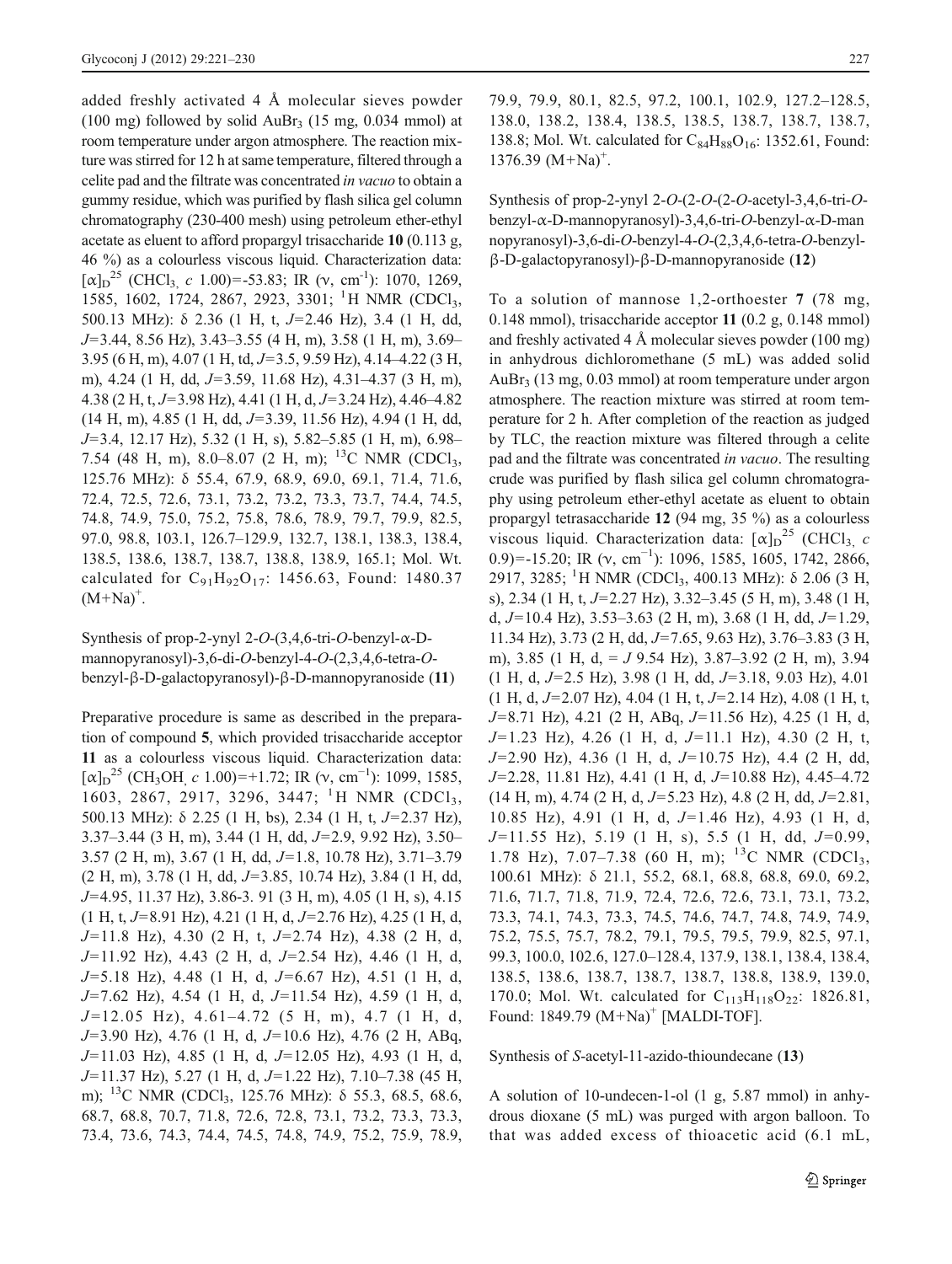added freshly activated 4 Å molecular sieves powder (100 mg) followed by solid $AuBr_3$ (15 mg, 0.034 mmol) at room temperature under argon atmosphere. The reaction mixture was stirred for 12 h at same temperature, filtered through a celite pad and the filtrate was concentrated *in vacuo* to obtain a gummy residue, which was purified by flash silica gel column chromatography (230-400 mesh) using petroleum ether-ethyl acetate as eluent to afford propargyl trisaccharide **10** (0.113 g, 46 %) as a colourless viscous liquid. Characterization data: $[\alpha]_D^{25}$ ($CHCl_3$, *c* 1.00)=-53.83; IR (ν, $cm^{-1}$): 1070, 1269, 1585, 1602, 1724, 2867, 2923, 3301; $^1H$ NMR ($CDCl_3$, 500.13 MHz): δ 2.36 (1 H, t, *J*=2.46 Hz), 3.4 (1 H, dd, *J*=3.44, 8.56 Hz), 3.43–3.55 (4 H, m), 3.58 (1 H, m), 3.69–3.95 (6 H, m), 4.07 (1 H, td, *J*=3.5, 9.59 Hz), 4.14–4.22 (3 H, m), 4.24 (1 H, dd, *J*=3.59, 11.68 Hz), 4.31–4.37 (3 H, m), 4.38 (2 H, t, *J*=3.98 Hz), 4.41 (1 H, d, *J*=3.24 Hz), 4.46–4.82 (14 H, m), 4.85 (1 H, dd, *J*=3.39, 11.56 Hz), 4.94 (1 H, dd, *J*=3.4, 12.17 Hz), 5.32 (1 H, s), 5.82–5.85 (1 H, m), 6.98–7.54 (48 H, m), 8.0–8.07 (2 H, m); $^{13}C$ NMR ($CDCl_3$, 125.76 MHz): δ 55.4, 67.9, 68.9, 69.0, 69.1, 71.4, 71.6, 72.4, 72.5, 72.6, 73.1, 73.2, 73.2, 73.3, 73.7, 74.4, 74.5, 74.8, 74.9, 75.0, 75.2, 75.8, 78.6, 78.9, 79.7, 79.9, 82.5, 97.0, 98.8, 103.1, 126.7–129.9, 132.7, 138.1, 138.3, 138.4, 138.5, 138.6, 138.7, 138.7, 138.8, 138.9, 165.1; Mol. Wt. calculated for $C_{91}H_{92}O_{17}$: 1456.63, Found: 1480.37 $(M+Na)^+$.

Synthesis of prop-2-ynyl 2-*O*-(3,4,6-tri-*O*-benzyl-α-D-mannopyranosyl)-3,6-di-*O*-benzyl-4-*O*-(2,3,4,6-tetra-*O*-benzyl-β-D-galactopyranosyl)-β-D-mannopyranoside (**11**)

Preparative procedure is same as described in the preparation of compound **5**, which provided trisaccharide acceptor **11** as a colourless viscous liquid. Characterization data: $[\alpha]_D^{25}$ ($CH_3OH$, *c* 1.00)=+1.72; IR (ν, $cm^{-1}$): 1099, 1585, 1603, 2867, 2917, 3296, 3447; $^1H$ NMR ($CDCl_3$, 500.13 MHz): δ 2.25 (1 H, bs), 2.34 (1 H, t, *J*=2.37 Hz), 3.37–3.44 (3 H, m), 3.44 (1 H, dd, *J*=2.9, 9.92 Hz), 3.50–3.57 (2 H, m), 3.67 (1 H, dd, *J*=1.8, 10.78 Hz), 3.71–3.79 (2 H, m), 3.78 (1 H, dd, *J*=3.85, 10.74 Hz), 3.84 (1 H, dd, *J*=4.95, 11.37 Hz), 3.86-3. 91 (3 H, m), 4.05 (1 H, s), 4.15 (1 H, t, *J*=8.91 Hz), 4.21 (1 H, d, *J*=2.76 Hz), 4.25 (1 H, d, *J*=11.8 Hz), 4.30 (2 H, t, *J*=2.74 Hz), 4.38 (2 H, d, *J*=11.92 Hz), 4.43 (2 H, d, *J*=2.54 Hz), 4.46 (1 H, d, *J*=5.18 Hz), 4.48 (1 H, d, *J*=6.67 Hz), 4.51 (1 H, d, *J*=7.62 Hz), 4.54 (1 H, d, *J*=11.54 Hz), 4.59 (1 H, d, *J*=12.05 Hz), 4.61–4.72 (5 H, m), 4.7 (1 H, d, *J*=3.90 Hz), 4.76 (1 H, d, *J*=10.6 Hz), 4.76 (2 H, ABq, *J*=11.03 Hz), 4.85 (1 H, d, *J*=12.05 Hz), 4.93 (1 H, d, *J*=11.37 Hz), 5.27 (1 H, d, *J*=1.22 Hz), 7.10–7.38 (45 H, m); $^{13}C$ NMR ($CDCl_3$, 125.76 MHz): δ 55.3, 68.5, 68.6, 68.7, 68.8, 70.7, 71.8, 72.6, 72.8, 73.1, 73.2, 73.3, 73.3, 73.4, 73.6, 74.3, 74.4, 74.5, 74.8, 74.9, 75.2, 75.9, 78.9, 79.9, 79.9, 80.1, 82.5, 97.2, 100.1, 102.9, 127.2–128.5, 138.0, 138.2, 138.4, 138.5, 138.5, 138.7, 138.7, 138.7, 138.8; Mol. Wt. calculated for $C_{84}H_{88}O_{16}$: 1352.61, Found: 1376.39 $(M+Na)^+$.

Synthesis of prop-2-ynyl 2-*O*-(2-*O*-(2-*O*-acetyl-3,4,6-tri-*O*-benzyl-α-D-mannopyranosyl)-3,4,6-tri-*O*-benzyl-α-D-mannopyranosyl)-3,6-di-*O*-benzyl-4-*O*-(2,3,4,6-tetra-*O*-benzyl-β-D-galactopyranosyl)-β-D-mannopyranoside (**12**)

To a solution of mannose 1,2-orthoester **7** (78 mg, 0.148 mmol), trisaccharide acceptor **11** (0.2 g, 0.148 mmol) and freshly activated 4 Å molecular sieves powder (100 mg) in anhydrous dichloromethane (5 mL) was added solid $AuBr_3$ (13 mg, 0.03 mmol) at room temperature under argon atmosphere. The reaction mixture was stirred at room temperature for 2 h. After completion of the reaction as judged by TLC, the reaction mixture was filtered through a celite pad and the filtrate was concentrated *in vacuo*. The resulting crude was purified by flash silica gel column chromatography using petroleum ether-ethyl acetate as eluent to obtain propargyl tetrasaccharide **12** (94 mg, 35 %) as a colourless viscous liquid. Characterization data: $[\alpha]_D^{25}$ ($CHCl_3$, *c* 0.9)=-15.20; IR (ν, $cm^{-1}$): 1096, 1585, 1605, 1742, 2866, 2917, 3285; $^1H$ NMR ($CDCl_3$, 400.13 MHz): δ 2.06 (3 H, s), 2.34 (1 H, t, *J*=2.27 Hz), 3.32–3.45 (5 H, m), 3.48 (1 H, d, *J*=10.4 Hz), 3.53–3.63 (2 H, m), 3.68 (1 H, dd, *J*=1.29, 11.34 Hz), 3.73 (2 H, dd, *J*=7.65, 9.63 Hz), 3.76–3.83 (3 H, m), 3.85 (1 H, d, = *J* 9.54 Hz), 3.87–3.92 (2 H, m), 3.94 (1 H, d, *J*=2.5 Hz), 3.98 (1 H, dd, *J*=3.18, 9.03 Hz), 4.01 (1 H, d, *J*=2.07 Hz), 4.04 (1 H, t, *J*=2.14 Hz), 4.08 (1 H, t, *J*=8.71 Hz), 4.21 (2 H, ABq, *J*=11.56 Hz), 4.25 (1 H, d, *J*=1.23 Hz), 4.26 (1 H, d, *J*=11.1 Hz), 4.30 (2 H, t, *J*=2.90 Hz), 4.36 (1 H, d, *J*=10.75 Hz), 4.4 (2 H, dd, *J*=2.28, 11.81 Hz), 4.41 (1 H, d, *J*=10.88 Hz), 4.45–4.72 (14 H, m), 4.74 (2 H, d, *J*=5.23 Hz), 4.8 (2 H, dd, *J*=2.81, 10.85 Hz), 4.91 (1 H, d, *J*=1.46 Hz), 4.93 (1 H, d, *J*=11.55 Hz), 5.19 (1 H, s), 5.5 (1 H, dd, *J*=0.99, 1.78 Hz), 7.07–7.38 (60 H, m); $^{13}C$ NMR ($CDCl_3$, 100.61 MHz): δ 21.1, 55.2, 68.1, 68.8, 68.8, 69.0, 69.2, 71.6, 71.7, 71.8, 71.9, 72.4, 72.6, 72.6, 73.1, 73.1, 73.2, 73.3, 74.1, 74.3, 73.3, 74.5, 74.6, 74.7, 74.8, 74.9, 74.9, 75.2, 75.5, 75.7, 78.2, 79.1, 79.5, 79.5, 79.9, 82.5, 97.1, 99.3, 100.0, 102.6, 127.0–128.4, 137.9, 138.1, 138.4, 138.4, 138.5, 138.6, 138.7, 138.7, 138.7, 138.8, 138.9, 139.0, 170.0; Mol. Wt. calculated for $C_{113}H_{118}O_{22}$: 1826.81, Found: 1849.79 $(M+Na)^+$ [MALDI-TOF].

Synthesis of *S*-acetyl-11-azido-thioundecane (**13**)

A solution of 10-undecen-1-ol (1 g, 5.87 mmol) in anhydrous dioxane (5 mL) was purged with argon balloon. To that was added excess of thioacetic acid (6.1 mL,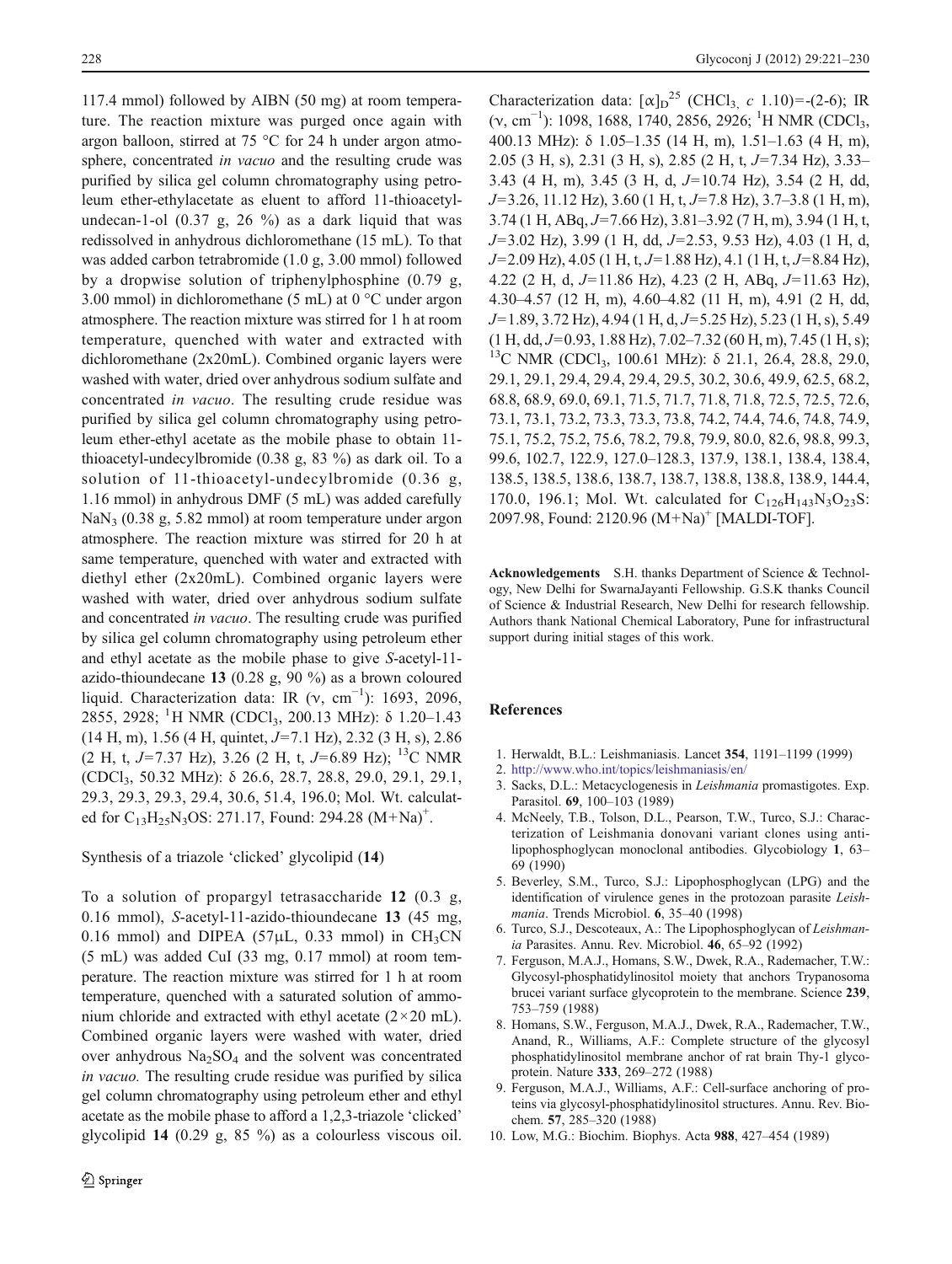117.4 mmol) followed by AIBN (50 mg) at room temperature. The reaction mixture was purged once again with argon balloon, stirred at 75 °C for 24 h under argon atmosphere, concentrated *in vacuo* and the resulting crude was purified by silica gel column chromatography using petroleum ether-ethylacetate as eluent to afford 11-thioacetyl-undecan-1-ol (0.37 g, 26 %) as a dark liquid that was redissolved in anhydrous dichloromethane (15 mL). To that was added carbon tetrabromide (1.0 g, 3.00 mmol) followed by a dropwise solution of triphenylphosphine (0.79 g, 3.00 mmol) in dichloromethane (5 mL) at 0 °C under argon atmosphere. The reaction mixture was stirred for 1 h at room temperature, quenched with water and extracted with dichloromethane (2x20mL). Combined organic layers were washed with water, dried over anhydrous sodium sulfate and concentrated *in vacuo*. The resulting crude residue was purified by silica gel column chromatography using petroleum ether-ethyl acetate as the mobile phase to obtain 11-thioacetyl-undecylbromide (0.38 g, 83 %) as dark oil. To a solution of 11-thioacetyl-undecylbromide (0.36 g, 1.16 mmol) in anhydrous DMF (5 mL) was added carefully $NaN_3$ (0.38 g, 5.82 mmol) at room temperature under argon atmosphere. The reaction mixture was stirred for 20 h at same temperature, quenched with water and extracted with diethyl ether (2x20mL). Combined organic layers were washed with water, dried over anhydrous sodium sulfate and concentrated *in vacuo*. The resulting crude was purified by silica gel column chromatography using petroleum ether and ethyl acetate as the mobile phase to give *S*-acetyl-11-azido-thioundecane **13** (0.28 g, 90 %) as a brown coloured liquid. Characterization data: IR (ν, $cm^{-1}$): 1693, 2096, 2855, 2928; $^1H$ NMR ($CDCl_3$, 200.13 MHz): δ 1.20–1.43 (14 H, m), 1.56 (4 H, quintet, *J*=7.1 Hz), 2.32 (3 H, s), 2.86 (2 H, t, *J*=7.37 Hz), 3.26 (2 H, t, *J*=6.89 Hz); $^{13}C$ NMR ($CDCl_3$, 50.32 MHz): δ 26.6, 28.7, 28.8, 29.0, 29.1, 29.1, 29.3, 29.3, 29.3, 29.4, 30.6, 51.4, 196.0; Mol. Wt. calculated for $C_{13}H_{25}N_3OS$: 271.17, Found: 294.28 $(M+Na)^+$.

Synthesis of a triazole 'clicked' glycolipid (**14**)

To a solution of propargyl tetrasaccharide **12** (0.3 g, 0.16 mmol), *S*-acetyl-11-azido-thioundecane **13** (45 mg, 0.16 mmol) and DIPEA (57μL, 0.33 mmol) in $CH_3CN$ (5 mL) was added CuI (33 mg, 0.17 mmol) at room temperature. The reaction mixture was stirred for 1 h at room temperature, quenched with a saturated solution of ammonium chloride and extracted with ethyl acetate (2×20 mL). Combined organic layers were washed with water, dried over anhydrous $Na_2SO_4$ and the solvent was concentrated *in vacuo.* The resulting crude residue was purified by silica gel column chromatography using petroleum ether and ethyl acetate as the mobile phase to afford a 1,2,3-triazole 'clicked' glycolipid **14** (0.29 g, 85 %) as a colourless viscous oil. Characterization data: $[\alpha]_D^{25}$ ($CHCl_3$, *c* 1.10)=-(2-6); IR (ν, $cm^{-1}$): 1098, 1688, 1740, 2856, 2926; $^1H$ NMR ($CDCl_3$, 400.13 MHz): δ 1.05–1.35 (14 H, m), 1.51–1.63 (4 H, m), 2.05 (3 H, s), 2.31 (3 H, s), 2.85 (2 H, t, *J*=7.34 Hz), 3.33–3.43 (4 H, m), 3.45 (3 H, d, *J*=10.74 Hz), 3.54 (2 H, dd, *J*=3.26, 11.12 Hz), 3.60 (1 H, t, *J*=7.8 Hz), 3.7–3.8 (1 H, m), 3.74 (1 H, ABq, *J*=7.66 Hz), 3.81–3.92 (7 H, m), 3.94 (1 H, t, *J*=3.02 Hz), 3.99 (1 H, dd, *J*=2.53, 9.53 Hz), 4.03 (1 H, d, *J*=2.09 Hz), 4.05 (1 H, t, *J*=1.88 Hz), 4.1 (1 H, t, *J*=8.84 Hz), 4.22 (2 H, d, *J*=11.86 Hz), 4.23 (2 H, ABq, *J*=11.63 Hz), 4.30–4.57 (12 H, m), 4.60–4.82 (11 H, m), 4.91 (2 H, dd, *J*=1.89, 3.72 Hz), 4.94 (1 H, d, *J*=5.25 Hz), 5.23 (1 H, s), 5.49 (1 H, dd, *J*=0.93, 1.88 Hz), 7.02–7.32 (60 H, m), 7.45 (1 H, s); $^{13}C$ NMR ($CDCl_3$, 100.61 MHz): δ 21.1, 26.4, 28.8, 29.0, 29.1, 29.1, 29.4, 29.4, 29.4, 29.5, 30.2, 30.6, 49.9, 62.5, 68.2, 68.8, 68.9, 69.0, 69.1, 71.5, 71.7, 71.8, 71.8, 72.5, 72.5, 72.6, 73.1, 73.1, 73.2, 73.3, 73.3, 73.8, 74.2, 74.4, 74.6, 74.8, 74.9, 75.1, 75.2, 75.2, 75.6, 78.2, 79.8, 79.9, 80.0, 82.6, 98.8, 99.3, 99.6, 102.7, 122.9, 127.0–128.3, 137.9, 138.1, 138.4, 138.4, 138.5, 138.5, 138.6, 138.7, 138.7, 138.8, 138.8, 138.9, 144.4, 170.0, 196.1; Mol. Wt. calculated for $C_{126}H_{143}N_3O_{23}S$: 2097.98, Found: 2120.96 $(M+Na)^+$ [MALDI-TOF].

**Acknowledgements** S.H. thanks Department of Science & Technology, New Delhi for SwarnaJayanti Fellowship. G.S.K thanks Council of Science & Industrial Research, New Delhi for research fellowship. Authors thank National Chemical Laboratory, Pune for infrastructural support during initial stages of this work.

## References

1. Herwaldt, B.L.: Leishmaniasis. Lancet **354**, 1191–1199 (1999)
2. http://www.who.int/topics/leishmaniasis/en/
3. Sacks, D.L.: Metacyclogenesis in *Leishmania* promastigotes. Exp. Parasitol. **69**, 100–103 (1989)
4. McNeely, T.B., Tolson, D.L., Pearson, T.W., Turco, S.J.: Characterization of Leishmania donovani variant clones using anti-lipophosphoglycan monoclonal antibodies. Glycobiology **1**, 63–69 (1990)
5. Beverley, S.M., Turco, S.J.: Lipophosphoglycan (LPG) and the identification of virulence genes in the protozoan parasite *Leishmania*. Trends Microbiol. **6**, 35–40 (1998)
6. Turco, S.J., Descoteaux, A.: The Lipophosphoglycan of *Leishmania* Parasites. Annu. Rev. Microbiol. **46**, 65–92 (1992)
7. Ferguson, M.A.J., Homans, S.W., Dwek, R.A., Rademacher, T.W.: Glycosyl-phosphatidylinositol moiety that anchors Trypanosoma brucei variant surface glycoprotein to the membrane. Science **239**, 753–759 (1988)
8. Homans, S.W., Ferguson, M.A.J., Dwek, R.A., Rademacher, T.W., Anand, R., Williams, A.F.: Complete structure of the glycosyl phosphatidylinositol membrane anchor of rat brain Thy-1 glycoprotein. Nature **333**, 269–272 (1988)
9. Ferguson, M.A.J., Williams, A.F.: Cell-surface anchoring of proteins via glycosyl-phosphatidylinositol structures. Annu. Rev. Biochem. **57**, 285–320 (1988)
10. Low, M.G.: Biochim. Biophys. Acta **988**, 427–454 (1989)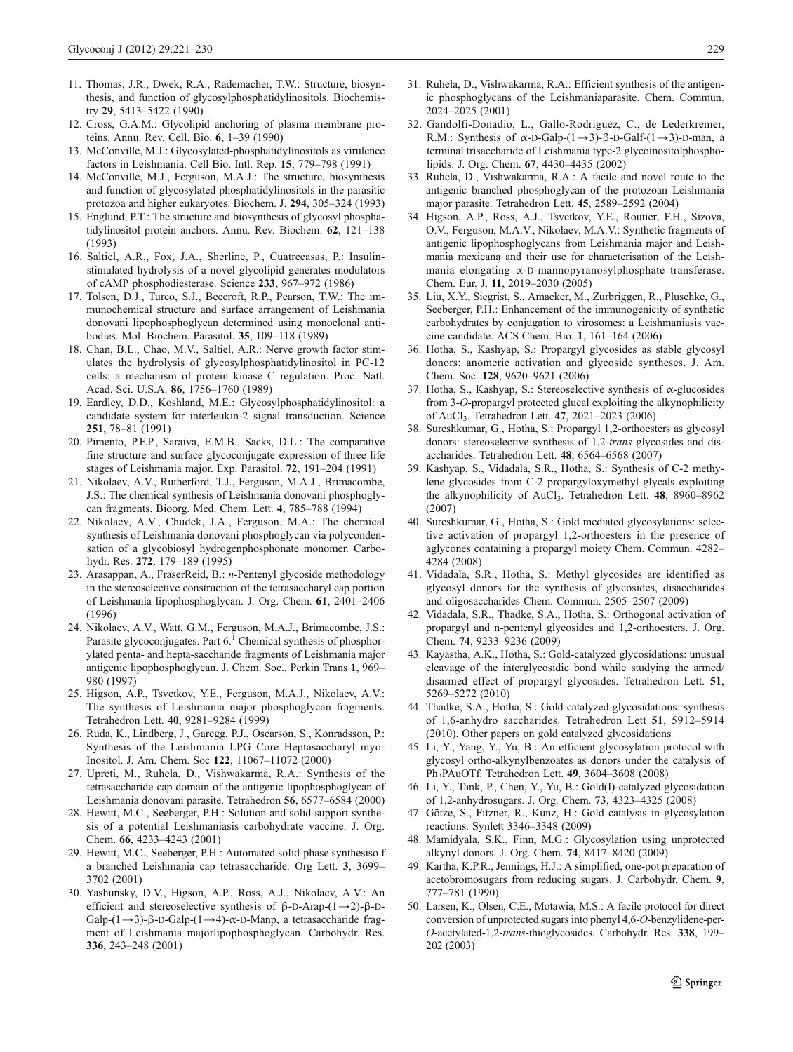11. Thomas, J.R., Dwek, R.A., Rademacher, T.W.: Structure, biosynthesis, and function of glycosylphosphatidylinositols. Biochemistry **29**, 5413–5422 (1990)
12. Cross, G.A.M.: Glycolipid anchoring of plasma membrane proteins. Annu. Rev. Cell. Bio. **6**, 1–39 (1990)
13. McConville, M.J.: Glycosylated-phosphatidylinositols as virulence factors in Leishmania. Cell Bio. Intl. Rep. **15**, 779–798 (1991)
14. McConville, M.J., Ferguson, M.A.J.: The structure, biosynthesis and function of glycosylated phosphatidylinositols in the parasitic protozoa and higher eukaryotes. Biochem. J. **294**, 305–324 (1993)
15. Englund, P.T.: The structure and biosynthesis of glycosyl phosphatidylinositol protein anchors. Annu. Rev. Biochem. **62**, 121–138 (1993)
16. Saltiel, A.R., Fox, J.A., Sherline, P., Cuatrecasas, P.: Insulin-stimulated hydrolysis of a novel glycolipid generates modulators of cAMP phosphodiesterase. Science **233**, 967–972 (1986)
17. Tolsen, D.J., Turco, S.J., Beecroft, R.P., Pearson, T.W.: The immunochemical structure and surface arrangement of Leishmania donovani lipophosphoglycan determined using monoclonal antibodies. Mol. Biochem. Parasitol. **35**, 109–118 (1989)
18. Chan, B.L., Chao, M.V., Saltiel, A.R.: Nerve growth factor stimulates the hydrolysis of glycosylphosphatidylinositol in PC-12 cells: a mechanism of protein kinase C regulation. Proc. Natl. Acad. Sci. U.S.A. **86**, 1756–1760 (1989)
19. Eardley, D.D., Koshland, M.E.: Glycosylphosphatidylinositol: a candidate system for interleukin-2 signal transduction. Science **251**, 78–81 (1991)
20. Pimento, P.F.P., Saraiva, E.M.B., Sacks, D.L.: The comparative fine structure and surface glycoconjugate expression of three life stages of Leishmania major. Exp. Parasitol. **72**, 191–204 (1991)
21. Nikolaev, A.V., Rutherford, T.J., Ferguson, M.A.J., Brimacombe, J.S.: The chemical synthesis of Leishmania donovani phosphoglycan fragments. Bioorg. Med. Chem. Lett. **4**, 785–788 (1994)
22. Nikolaev, A.V., Chudek, J.A., Ferguson, M.A.: The chemical synthesis of Leishmania donovani phosphoglycan via polycondensation of a glycobiosyl hydrogenphosphonate monomer. Carbohydr. Res. **272**, 179–189 (1995)
23. Arasappan, A., FraserReid, B.: *n*-Pentenyl glycoside methodology in the stereoselective construction of the tetrasaccharyl cap portion of Leishmania lipophosphoglycan. J. Org. Chem. **61**, 2401–2406 (1996)
24. Nikolaev, A.V., Watt, G.M., Ferguson, M.A.J., Brimacombe, J.S.: Parasite glycoconjugates. Part 6.[1] Chemical synthesis of phosphorylated penta- and hepta-saccharide fragments of Leishmania major antigenic lipophosphoglycan. J. Chem. Soc., Perkin Trans **1**, 969–980 (1997)
25. Higson, A.P., Tsvetkov, Y.E., Ferguson, M.A.J., Nikolaev, A.V.: The synthesis of Leishmania major phosphoglycan fragments. Tetrahedron Lett. **40**, 9281–9284 (1999)
26. Ruda, K., Lindberg, J., Garegg, P.J., Oscarson, S., Konradsson, P.: Synthesis of the Leishmania LPG Core Heptasaccharyl myo-Inositol. J. Am. Chem. Soc **122**, 11067–11072 (2000)
27. Upreti, M., Ruhela, D., Vishwakarma, R.A.: Synthesis of the tetrasaccharide cap domain of the antigenic lipophosphoglycan of Leishmania donovani parasite. Tetrahedron **56**, 6577–6584 (2000)
28. Hewitt, M.C., Seeberger, P.H.: Solution and solid-support synthesis of a potential Leishmaniasis carbohydrate vaccine. J. Org. Chem. **66**, 4233–4243 (2001)
29. Hewitt, M.C., Seeberger, P.H.: Automated solid-phase synthesiso f a branched Leishmania cap tetrasaccharide. Org Lett. **3**, 3699–3702 (2001)
30. Yashunsky, D.V., Higson, A.P., Ross, A.J., Nikolaev, A.V.: An efficient and stereoselective synthesis of β-D-Ara*p*-(1→2)-β-D-Gal*p*-(1→3)-β-D-Gal*p*-(1→4)-α-D-Man*p*, a tetrasaccharide fragment of Leishmania majorlipophosphoglycan. Carbohydr. Res. **336**, 243–248 (2001)
31. Ruhela, D., Vishwakarma, R.A.: Efficient synthesis of the antigenic phosphoglycans of the Leishmaniaparasite. Chem. Commun. 2024–2025 (2001)
32. Gandolfi-Donadio, L., Gallo-Rodriguez, C., de Lederkremer, R.M.: Synthesis of α-D-Gal*p*-(1→3)-β-D-Gal*f*-(1→3)-D-man, a terminal trisaccharide of Leishmania type-2 glycoinositolphospholipids. J. Org. Chem. **67**, 4430–4435 (2002)
33. Ruhela, D., Vishwakarma, R.A.: A facile and novel route to the antigenic branched phosphoglycan of the protozoan Leishmania major parasite. Tetrahedron Lett. **45**, 2589–2592 (2004)
34. Higson, A.P., Ross, A.J., Tsvetkov, Y.E., Routier, F.H., Sizova, O.V., Ferguson, M.A.V., Nikolaev, M.A.V.: Synthetic fragments of antigenic lipophosphoglycans from Leishmania major and Leishmania mexicana and their use for characterisation of the Leishmania elongating α-D-mannopyranosylphosphate transferase. Chem. Eur. J. **11**, 2019–2030 (2005)
35. Liu, X.Y., Siegrist, S., Amacker, M., Zurbriggen, R., Pluschke, G., Seeberger, P.H.: Enhancement of the immunogenicity of synthetic carbohydrates by conjugation to virosomes: a Leishmaniasis vaccine candidate. ACS Chem. Bio. **1**, 161–164 (2006)
36. Hotha, S., Kashyap, S.: Propargyl glycosides as stable glycosyl donors: anomeric activation and glycoside syntheses. J. Am. Chem. Soc. **128**, 9620–9621 (2006)
37. Hotha, S., Kashyap, S.: Stereoselective synthesis of α-glucosides from 3-*O*-propargyl protected glucal exploiting the alkynophilicity of $AuCl_3$. Tetrahedron Lett. **47**, 2021–2023 (2006)
38. Sureshkumar, G., Hotha, S.: Propargyl 1,2-orthoesters as glycosyl donors: stereoselective synthesis of 1,2-*trans* glycosides and disaccharides. Tetrahedron Lett. **48**, 6564–6568 (2007)
39. Kashyap, S., Vidadala, S.R., Hotha, S.: Synthesis of C-2 methylene glycosides from C-2 propargyloxymethyl glycals exploiting the alkynophilicity of $AuCl_3$. Tetrahedron Lett. **48**, 8960–8962 (2007)
40. Sureshkumar, G., Hotha, S.: Gold mediated glycosylations: selective activation of propargyl 1,2-orthoesters in the presence of aglycones containing a propargyl moiety Chem. Commun. 4282–4284 (2008)
41. Vidadala, S.R., Hotha, S.: Methyl glycosides are identified as glycosyl donors for the synthesis of glycosides, disaccharides and oligosaccharides Chem. Commun. 2505–2507 (2009)
42. Vidadala, S.R., Thadke, S.A., Hotha, S.: Orthogonal activation of propargyl and n-pentenyl glycosides and 1,2-orthoesters. J. Org. Chem. **74**, 9233–9236 (2009)
43. Kayastha, A.K., Hotha, S.: Gold-catalyzed glycosidations: unusual cleavage of the interglycosidic bond while studying the armed/disarmed effect of propargyl glycosides. Tetrahedron Lett. **51**, 5269–5272 (2010)
44. Thadke, S.A., Hotha, S.: Gold-catalyzed glycosidations: synthesis of 1,6-anhydro saccharides. Tetrahedron Lett **51**, 5912–5914 (2010). Other papers on gold catalyzed glycosidations
45. Li, Y., Yang, Y., Yu, B.: An efficient glycosylation protocol with glycosyl ortho-alkynylbenzoates as donors under the catalysis of $Ph_3PAuOTf$. Tetrahedron Lett. **49**, 3604–3608 (2008)
46. Li, Y., Tank, P., Chen, Y., Yu, B.: Gold(I)-catalyzed glycosidation of 1,2-anhydrosugars. J. Org. Chem. **73**, 4323–4325 (2008)
47. Götze, S., Fitzner, R., Kunz, H.: Gold catalysis in glycosylation reactions. Synlett 3346–3348 (2009)
48. Mamidyala, S.K., Finn, M.G.: Glycosylation using unprotected alkynyl donors. J. Org. Chem. **74**, 8417–8420 (2009)
49. Kartha, K.P.R., Jennings, H.J.: A simplified, one-pot preparation of acetobromosugars from reducing sugars. J. Carbohydr. Chem. **9**, 777–781 (1990)
50. Larsen, K., Olsen, C.E., Motawia, M.S.: A facile protocol for direct conversion of unprotected sugars into phenyl 4,6-*O*-benzylidene-per-*O*-acetylated-1,2-*trans*-thioglycosides. Carbohydr. Res. **338**, 199–202 (2003)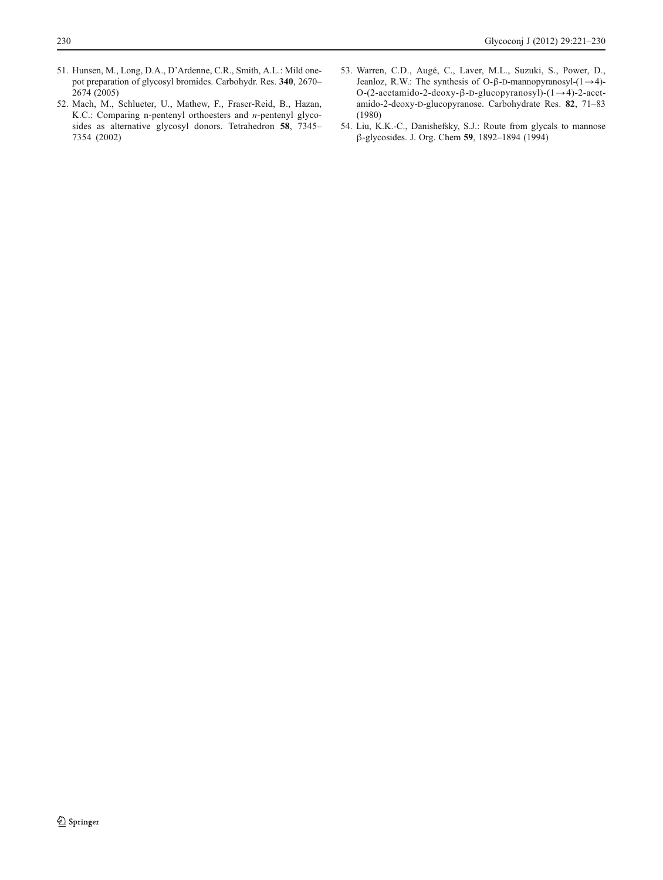51. Hunsen, M., Long, D.A., D'Ardenne, C.R., Smith, A.L.: Mild one-pot preparation of glycosyl bromides. Carbohydr. Res. **340**, 2670–2674 (2005)
52. Mach, M., Schlueter, U., Mathew, F., Fraser-Reid, B., Hazan, K.C.: Comparing n-pentenyl orthoesters and *n*-pentenyl glycosides as alternative glycosyl donors. Tetrahedron **58**, 7345–7354 (2002)
53. Warren, C.D., Augé, C., Laver, M.L., Suzuki, S., Power, D., Jeanloz, R.W.: The synthesis of O-β-D-mannopyranosyl-(1→4)-O-(2-acetamido-2-deoxy-β-D-glucopyranosyl)-(1→4)-2-acetamido-2-deoxy-D-glucopyranose. Carbohydrate Res. **82**, 71–83 (1980)
54. Liu, K.K.-C., Danishefsky, S.J.: Route from glycals to mannose β-glycosides. J. Org. Chem **59**, 1892–1894 (1994)